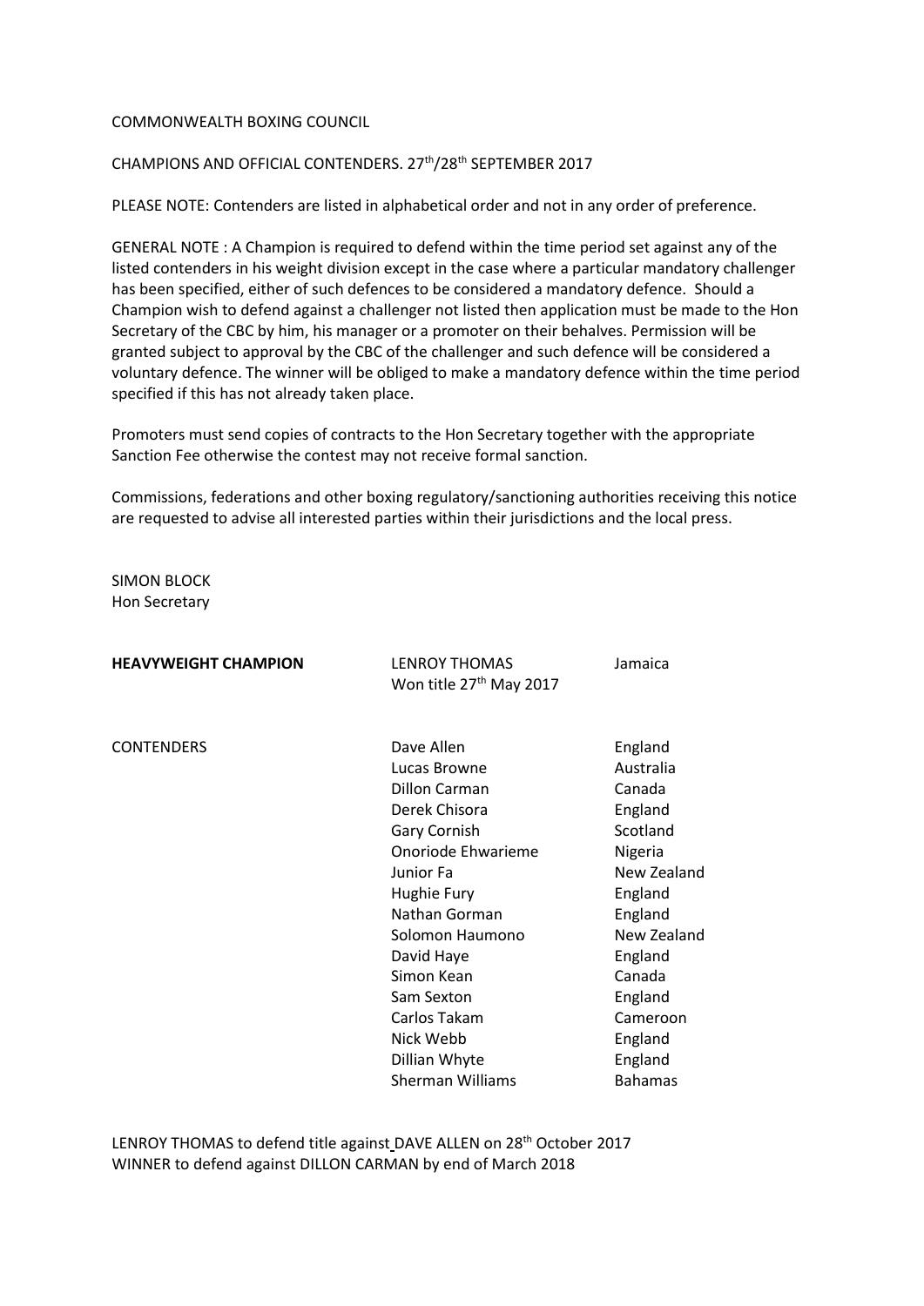COMMONWEALTH BOXING COUNCIL

CHAMPIONS AND OFFICIAL CONTENDERS. 27th/28th SEPTEMBER 2017

PLEASE NOTE: Contenders are listed in alphabetical order and not in any order of preference.

GENERAL NOTE : A Champion is required to defend within the time period set against any of the listed contenders in his weight division except in the case where a particular mandatory challenger has been specified, either of such defences to be considered a mandatory defence. Should a Champion wish to defend against a challenger not listed then application must be made to the Hon Secretary of the CBC by him, his manager or a promoter on their behalves. Permission will be granted subject to approval by the CBC of the challenger and such defence will be considered a voluntary defence. The winner will be obliged to make a mandatory defence within the time period specified if this has not already taken place.

Promoters must send copies of contracts to the Hon Secretary together with the appropriate Sanction Fee otherwise the contest may not receive formal sanction.

Commissions, federations and other boxing regulatory/sanctioning authorities receiving this notice are requested to advise all interested parties within their jurisdictions and the local press.

SIMON BLOCK
Hon Secretary

| | | |
|---|---|---|
| **HEAVYWEIGHT CHAMPION** | LENROY THOMAS<br>Won title 27th May 2017 | Jamaica |
| CONTENDERS | Dave Allen | England |
| | Lucas Browne | Australia |
| | Dillon Carman | Canada |
| | Derek Chisora | England |
| | Gary Cornish | Scotland |
| | Onoriode Ehwarieme | Nigeria |
| | Junior Fa | New Zealand |
| | Hughie Fury | England |
| | Nathan Gorman | England |
| | Solomon Haumono | New Zealand |
| | David Haye | England |
| | Simon Kean | Canada |
| | Sam Sexton | England |
| | Carlos Takam | Cameroon |
| | Nick Webb | England |
| | Dillian Whyte | England |
| | Sherman Williams | Bahamas |

LENROY THOMAS to defend title against DAVE ALLEN on 28th October 2017
WINNER to defend against DILLON CARMAN by end of March 2018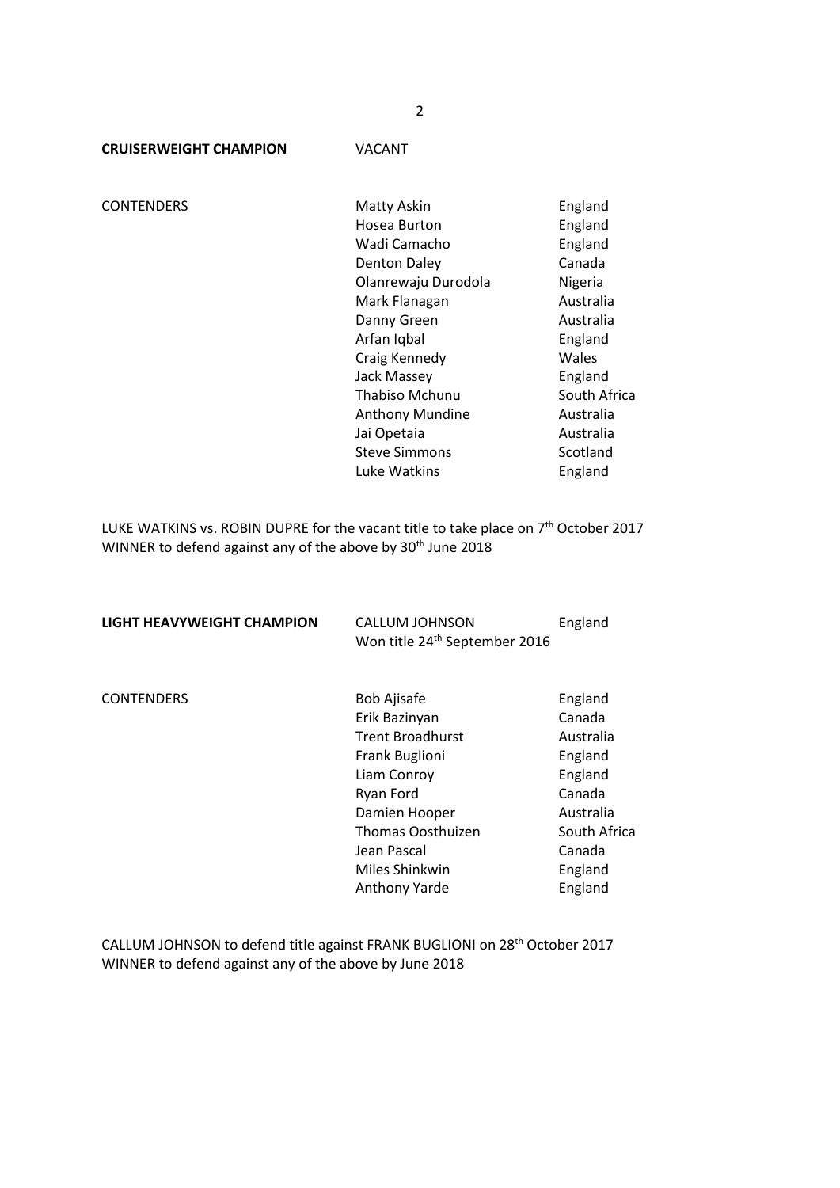**CRUISERWEIGHT CHAMPION** VACANT

| CONTENDERS | Name | Country |
|---|---|---|
| | Matty Askin | England |
| | Hosea Burton | England |
| | Wadi Camacho | England |
| | Denton Daley | Canada |
| | Olanrewaju Durodola | Nigeria |
| | Mark Flanagan | Australia |
| | Danny Green | Australia |
| | Arfan Iqbal | England |
| | Craig Kennedy | Wales |
| | Jack Massey | England |
| | Thabiso Mchunu | South Africa |
| | Anthony Mundine | Australia |
| | Jai Opetaia | Australia |
| | Steve Simmons | Scotland |
| | Luke Watkins | England |

LUKE WATKINS vs. ROBIN DUPRE for the vacant title to take place on 7th October 2017
WINNER to defend against any of the above by 30th June 2018

**LIGHT HEAVYWEIGHT CHAMPION** CALLUM JOHNSON England
Won title 24th September 2016

| CONTENDERS | Name | Country |
|---|---|---|
| | Bob Ajisafe | England |
| | Erik Bazinyan | Canada |
| | Trent Broadhurst | Australia |
| | Frank Buglioni | England |
| | Liam Conroy | England |
| | Ryan Ford | Canada |
| | Damien Hooper | Australia |
| | Thomas Oosthuizen | South Africa |
| | Jean Pascal | Canada |
| | Miles Shinkwin | England |
| | Anthony Yarde | England |

CALLUM JOHNSON to defend title against FRANK BUGLIONI on 28th October 2017
WINNER to defend against any of the above by June 2018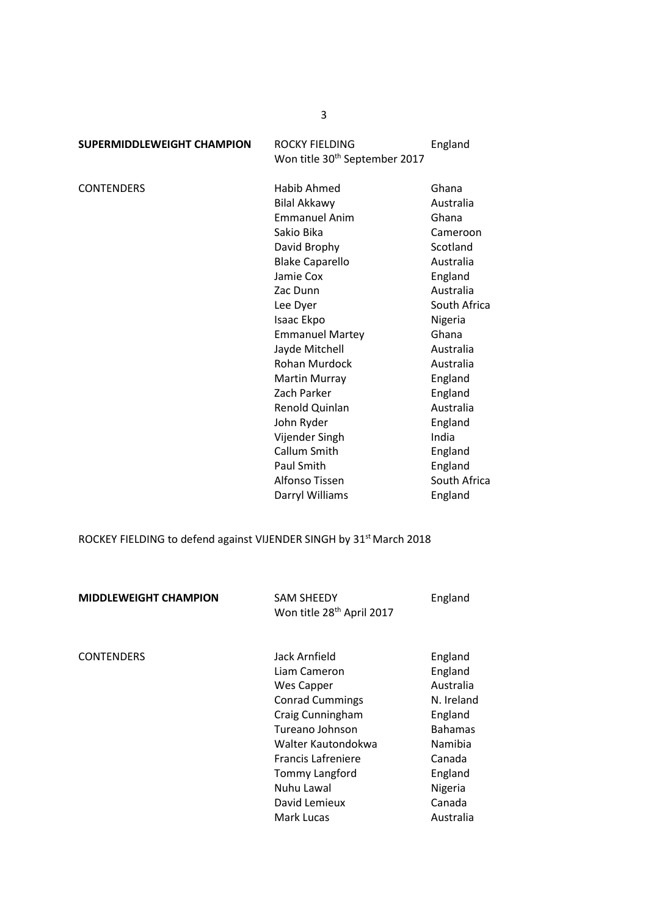| **SUPERMIDDLEWEIGHT CHAMPION** | ROCKY FIELDING<br>Won title 30th September 2017 | England |
|---|---|---|
| CONTENDERS | Habib Ahmed | Ghana |
| | Bilal Akkawy | Australia |
| | Emmanuel Anim | Ghana |
| | Sakio Bika | Cameroon |
| | David Brophy | Scotland |
| | Blake Caparello | Australia |
| | Jamie Cox | England |
| | Zac Dunn | Australia |
| | Lee Dyer | South Africa |
| | Isaac Ekpo | Nigeria |
| | Emmanuel Martey | Ghana |
| | Jayde Mitchell | Australia |
| | Rohan Murdock | Australia |
| | Martin Murray | England |
| | Zach Parker | England |
| | Renold Quinlan | Australia |
| | John Ryder | England |
| | Vijender Singh | India |
| | Callum Smith | England |
| | Paul Smith | England |
| | Alfonso Tissen | South Africa |
| | Darryl Williams | England |

ROCKEY FIELDING to defend against VIJENDER SINGH by 31st March 2018

| **MIDDLEWEIGHT CHAMPION** | SAM SHEEDY<br>Won title 28th April 2017 | England |
|---|---|---|
| CONTENDERS | Jack Arnfield | England |
| | Liam Cameron | England |
| | Wes Capper | Australia |
| | Conrad Cummings | N. Ireland |
| | Craig Cunningham | England |
| | Tureano Johnson | Bahamas |
| | Walter Kautondokwa | Namibia |
| | Francis Lafreniere | Canada |
| | Tommy Langford | England |
| | Nuhu Lawal | Nigeria |
| | David Lemieux | Canada |
| | Mark Lucas | Australia |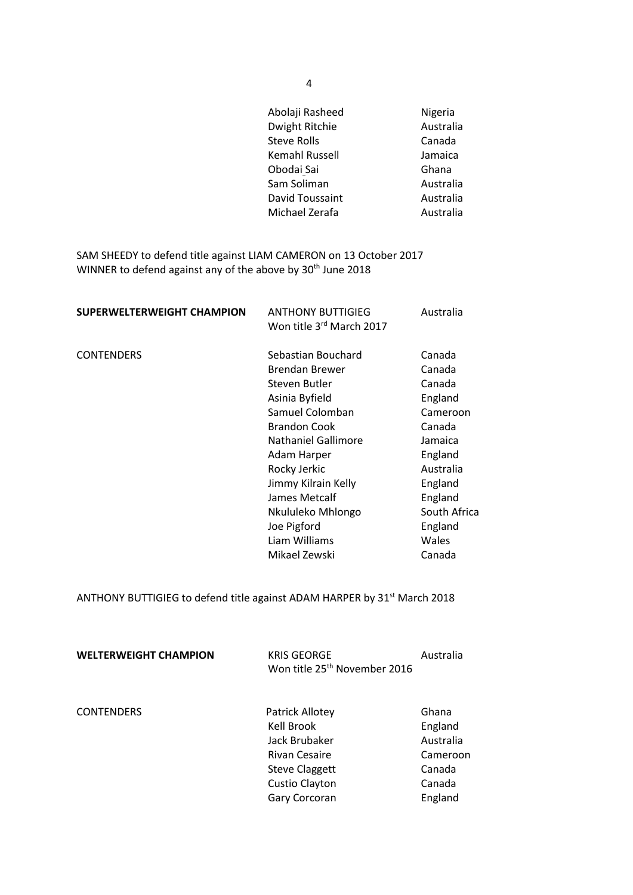| | | |
|---|---|---|
| | Abolaji Rasheed | Nigeria |
| | Dwight Ritchie | Australia |
| | Steve Rolls | Canada |
| | Kemahl Russell | Jamaica |
| | Obodai Sai | Ghana |
| | Sam Soliman | Australia |
| | David Toussaint | Australia |
| | Michael Zerafa | Australia |

SAM SHEEDY to defend title against LIAM CAMERON on 13 October 2017
WINNER to defend against any of the above by 30th June 2018

| | | |
|---|---|---|
| **SUPERWELTERWEIGHT CHAMPION** | ANTHONY BUTTIGIEG<br>Won title 3rd March 2017 | Australia |
| CONTENDERS | Sebastian Bouchard | Canada |
| | Brendan Brewer | Canada |
| | Steven Butler | Canada |
| | Asinia Byfield | England |
| | Samuel Colomban | Cameroon |
| | Brandon Cook | Canada |
| | Nathaniel Gallimore | Jamaica |
| | Adam Harper | England |
| | Rocky Jerkic | Australia |
| | Jimmy Kilrain Kelly | England |
| | James Metcalf | England |
| | Nkululeko Mhlongo | South Africa |
| | Joe Pigford | England |
| | Liam Williams | Wales |
| | Mikael Zewski | Canada |

ANTHONY BUTTIGIEG to defend title against ADAM HARPER by 31st March 2018

| | | |
|---|---|---|
| **WELTERWEIGHT CHAMPION** | KRIS GEORGE<br>Won title 25th November 2016 | Australia |
| CONTENDERS | Patrick Allotey | Ghana |
| | Kell Brook | England |
| | Jack Brubaker | Australia |
| | Rivan Cesaire | Cameroon |
| | Steve Claggett | Canada |
| | Custio Clayton | Canada |
| | Gary Corcoran | England |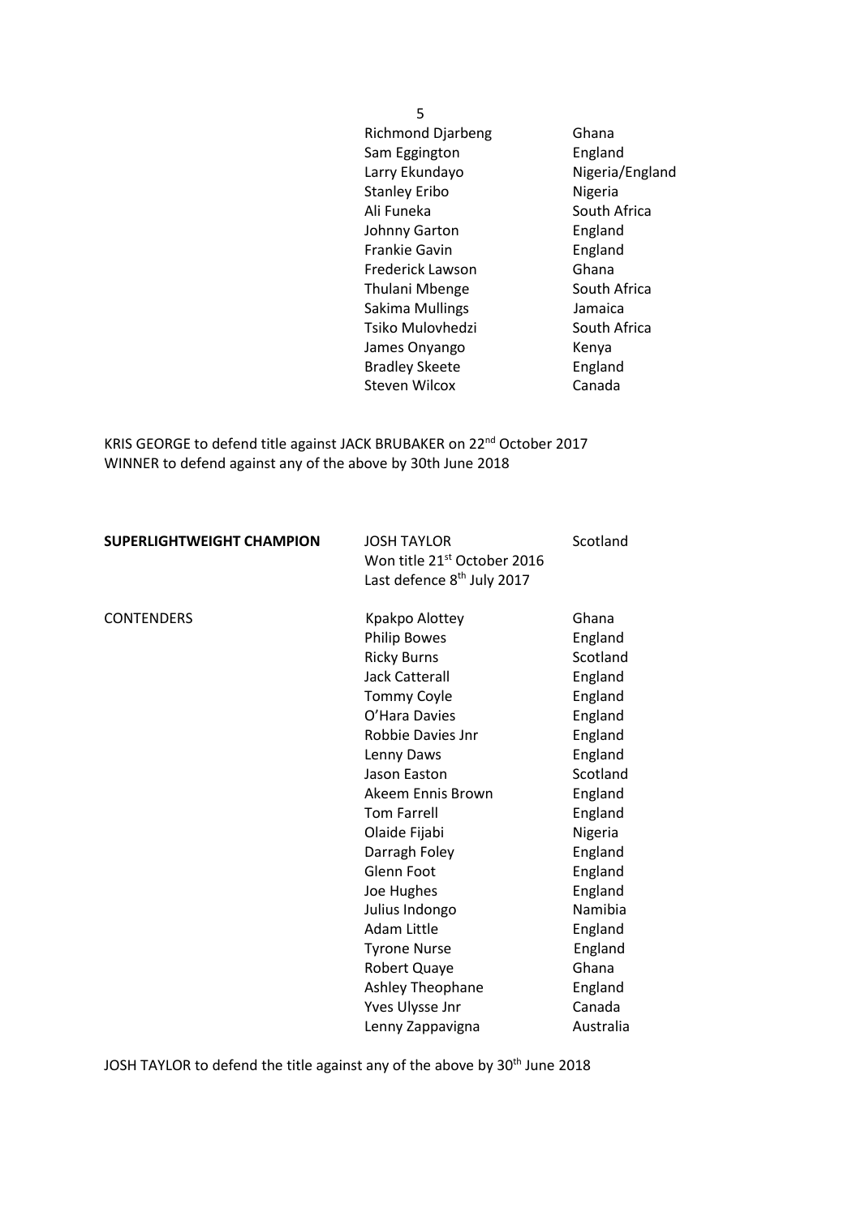| | |
|---|---|
| Richmond Djarbeng | Ghana |
| Sam Eggington | England |
| Larry Ekundayo | Nigeria/England |
| Stanley Eribo | Nigeria |
| Ali Funeka | South Africa |
| Johnny Garton | England |
| Frankie Gavin | England |
| Frederick Lawson | Ghana |
| Thulani Mbenge | South Africa |
| Sakima Mullings | Jamaica |
| Tsiko Mulovhedzi | South Africa |
| James Onyango | Kenya |
| Bradley Skeete | England |
| Steven Wilcox | Canada |

KRIS GEORGE to defend title against JACK BRUBAKER on 22nd October 2017
WINNER to defend against any of the above by 30th June 2018

| | | |
|---|---|---|
| **SUPERLIGHTWEIGHT CHAMPION** | JOSH TAYLOR<br>Won title 21st October 2016<br>Last defence 8th July 2017 | Scotland |
| CONTENDERS | Kpakpo Alottey | Ghana |
| | Philip Bowes | England |
| | Ricky Burns | Scotland |
| | Jack Catterall | England |
| | Tommy Coyle | England |
| | O'Hara Davies | England |
| | Robbie Davies Jnr | England |
| | Lenny Daws | England |
| | Jason Easton | Scotland |
| | Akeem Ennis Brown | England |
| | Tom Farrell | England |
| | Olaide Fijabi | Nigeria |
| | Darragh Foley | England |
| | Glenn Foot | England |
| | Joe Hughes | England |
| | Julius Indongo | Namibia |
| | Adam Little | England |
| | Tyrone Nurse | England |
| | Robert Quaye | Ghana |
| | Ashley Theophane | England |
| | Yves Ulysse Jnr | Canada |
| | Lenny Zappavigna | Australia |

JOSH TAYLOR to defend the title against any of the above by 30th June 2018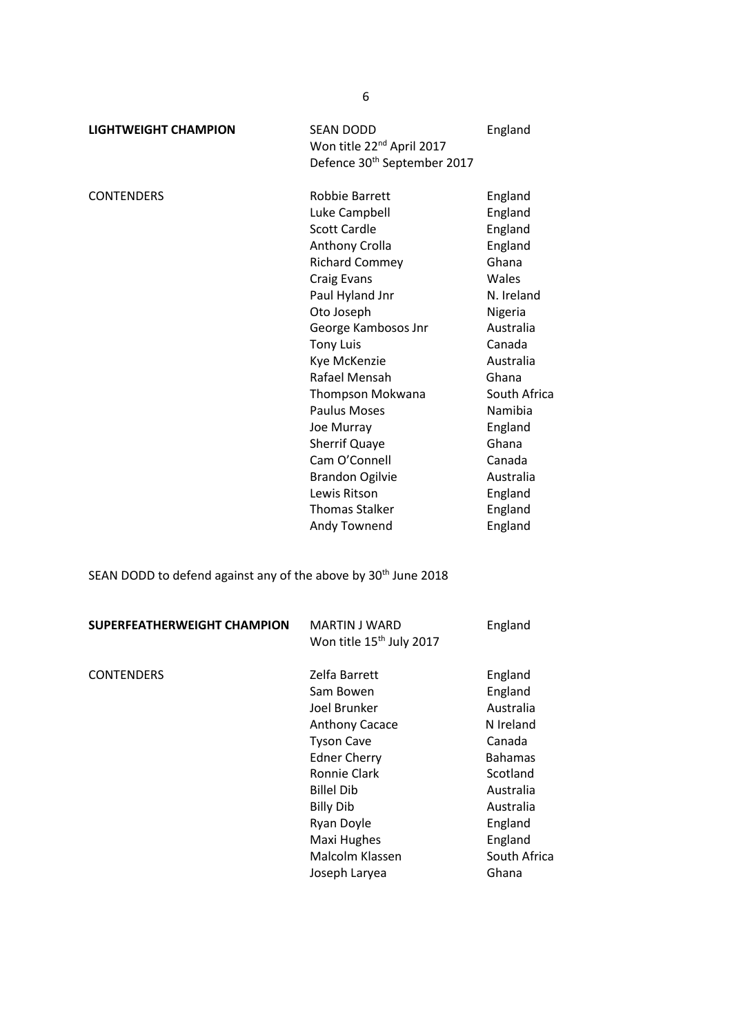| | | |
|---|---|---|
| **LIGHTWEIGHT CHAMPION** | SEAN DODD<br>Won title 22nd April 2017<br>Defence 30th September 2017 | England |
| CONTENDERS | Robbie Barrett | England |
| | Luke Campbell | England |
| | Scott Cardle | England |
| | Anthony Crolla | England |
| | Richard Commey | Ghana |
| | Craig Evans | Wales |
| | Paul Hyland Jnr | N. Ireland |
| | Oto Joseph | Nigeria |
| | George Kambosos Jnr | Australia |
| | Tony Luis | Canada |
| | Kye McKenzie | Australia |
| | Rafael Mensah | Ghana |
| | Thompson Mokwana | South Africa |
| | Paulus Moses | Namibia |
| | Joe Murray | England |
| | Sherrif Quaye | Ghana |
| | Cam O'Connell | Canada |
| | Brandon Ogilvie | Australia |
| | Lewis Ritson | England |
| | Thomas Stalker | England |
| | Andy Townend | England |

SEAN DODD to defend against any of the above by 30th June 2018

| | | |
|---|---|---|
| **SUPERFEATHERWEIGHT CHAMPION** | MARTIN J WARD<br>Won title 15th July 2017 | England |
| CONTENDERS | Zelfa Barrett | England |
| | Sam Bowen | England |
| | Joel Brunker | Australia |
| | Anthony Cacace | N Ireland |
| | Tyson Cave | Canada |
| | Edner Cherry | Bahamas |
| | Ronnie Clark | Scotland |
| | Billel Dib | Australia |
| | Billy Dib | Australia |
| | Ryan Doyle | England |
| | Maxi Hughes | England |
| | Malcolm Klassen | South Africa |
| | Joseph Laryea | Ghana |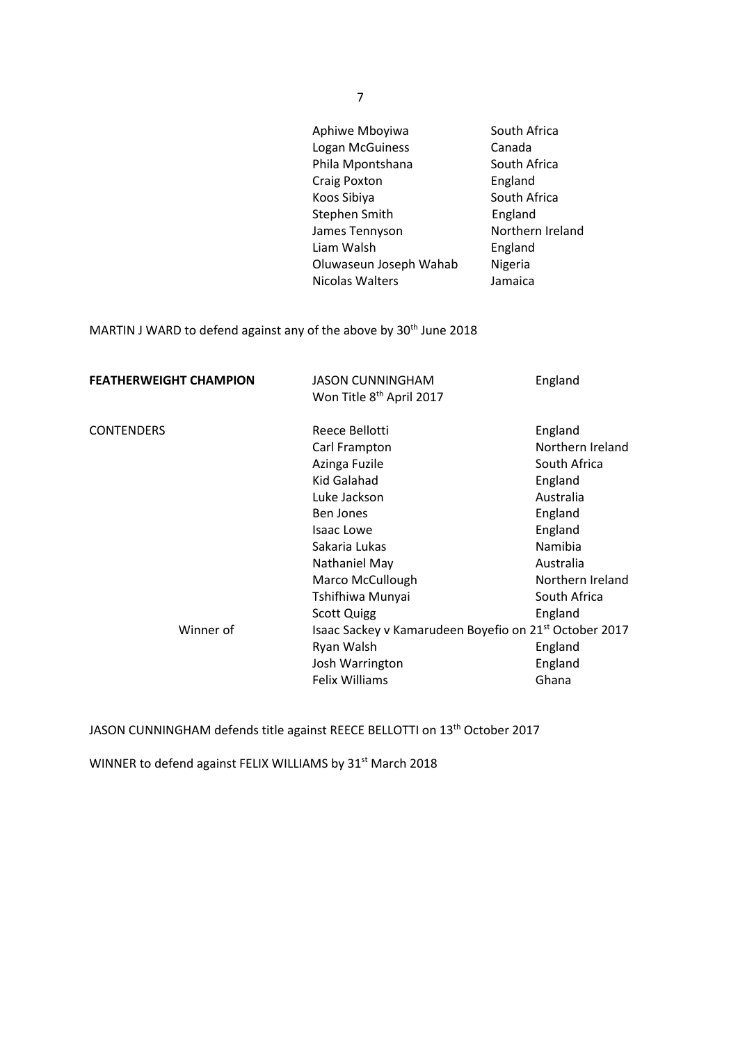| | | |
|---|---|---|
| | Aphiwe Mboyiwa | South Africa |
| | Logan McGuiness | Canada |
| | Phila Mpontshana | South Africa |
| | Craig Poxton | England |
| | Koos Sibiya | South Africa |
| | Stephen Smith | England |
| | James Tennyson | Northern Ireland |
| | Liam Walsh | England |
| | Oluwaseun Joseph Wahab | Nigeria |
| | Nicolas Walters | Jamaica |

MARTIN J WARD to defend against any of the above by 30th June 2018

| | | |
|---|---|---|
| **FEATHERWEIGHT CHAMPION** | JASON CUNNINGHAM<br>Won Title 8th April 2017 | England |
| CONTENDERS | Reece Bellotti | England |
| | Carl Frampton | Northern Ireland |
| | Azinga Fuzile | South Africa |
| | Kid Galahad | England |
| | Luke Jackson | Australia |
| | Ben Jones | England |
| | Isaac Lowe | England |
| | Sakaria Lukas | Namibia |
| | Nathaniel May | Australia |
| | Marco McCullough | Northern Ireland |
| | Tshifhiwa Munyai | South Africa |
| | Scott Quigg | England |
| Winner of | Isaac Sackey v Kamarudeen Boyefio on 21st October 2017 | |
| | Ryan Walsh | England |
| | Josh Warrington | England |
| | Felix Williams | Ghana |

JASON CUNNINGHAM defends title against REECE BELLOTTI on 13th October 2017

WINNER to defend against FELIX WILLIAMS by 31st March 2018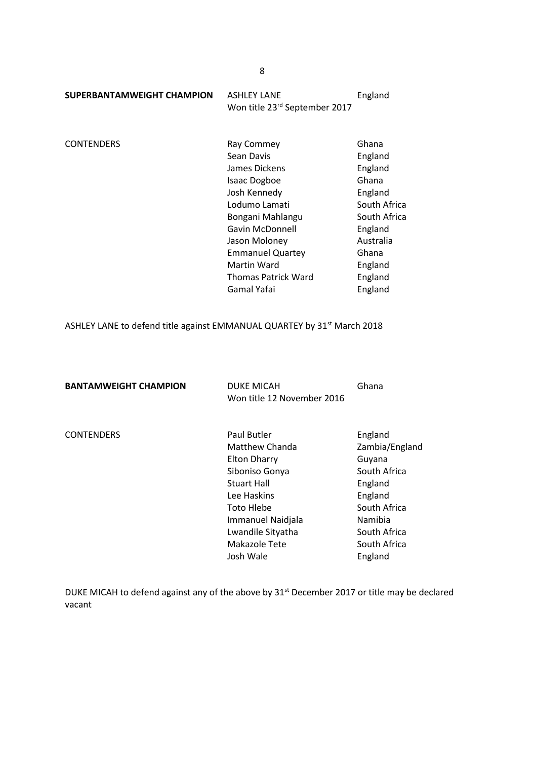| **SUPERBANTAMWEIGHT CHAMPION** | ASHLEY LANE<br>Won title 23rd September 2017 | England |
|---|---|---|
| CONTENDERS | Ray Commey | Ghana |
| | Sean Davis | England |
| | James Dickens | England |
| | Isaac Dogboe | Ghana |
| | Josh Kennedy | England |
| | Lodumo Lamati | South Africa |
| | Bongani Mahlangu | South Africa |
| | Gavin McDonnell | England |
| | Jason Moloney | Australia |
| | Emmanuel Quartey | Ghana |
| | Martin Ward | England |
| | Thomas Patrick Ward | England |
| | Gamal Yafai | England |

ASHLEY LANE to defend title against EMMANUAL QUARTEY by 31st March 2018

| **BANTAMWEIGHT CHAMPION** | DUKE MICAH<br>Won title 12 November 2016 | Ghana |
|---|---|---|
| CONTENDERS | Paul Butler | England |
| | Matthew Chanda | Zambia/England |
| | Elton Dharry | Guyana |
| | Siboniso Gonya | South Africa |
| | Stuart Hall | England |
| | Lee Haskins | England |
| | Toto Hlebe | South Africa |
| | Immanuel Naidjala | Namibia |
| | Lwandile Sityatha | South Africa |
| | Makazole Tete | South Africa |
| | Josh Wale | England |

DUKE MICAH to defend against any of the above by 31st December 2017 or title may be declared vacant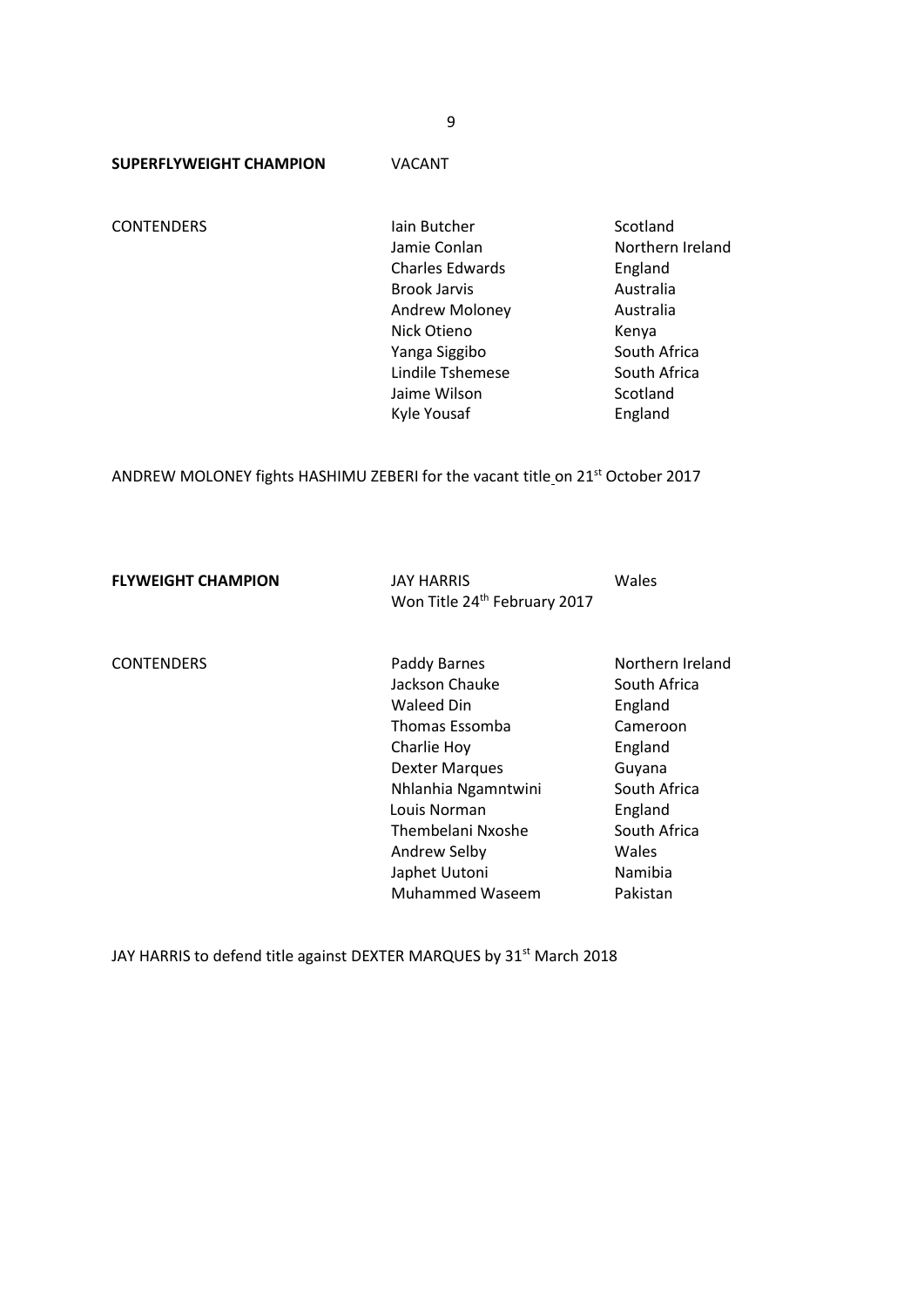**SUPERFLYWEIGHT CHAMPION** VACANT

| CONTENDERS | | |
|---|---|---|
| | Iain Butcher | Scotland |
| | Jamie Conlan | Northern Ireland |
| | Charles Edwards | England |
| | Brook Jarvis | Australia |
| | Andrew Moloney | Australia |
| | Nick Otieno | Kenya |
| | Yanga Siggibo | South Africa |
| | Lindile Tshemese | South Africa |
| | Jaime Wilson | Scotland |
| | Kyle Yousaf | England |

ANDREW MOLONEY fights HASHIMU ZEBERI for the vacant title on 21st October 2017

**FLYWEIGHT CHAMPION** JAY HARRIS Wales
Won Title 24th February 2017

| CONTENDERS | | |
|---|---|---|
| | Paddy Barnes | Northern Ireland |
| | Jackson Chauke | South Africa |
| | Waleed Din | England |
| | Thomas Essomba | Cameroon |
| | Charlie Hoy | England |
| | Dexter Marques | Guyana |
| | Nhlanhia Ngamntwini | South Africa |
| | Louis Norman | England |
| | Thembelani Nxoshe | South Africa |
| | Andrew Selby | Wales |
| | Japhet Uutoni | Namibia |
| | Muhammed Waseem | Pakistan |

JAY HARRIS to defend title against DEXTER MARQUES by 31st March 2018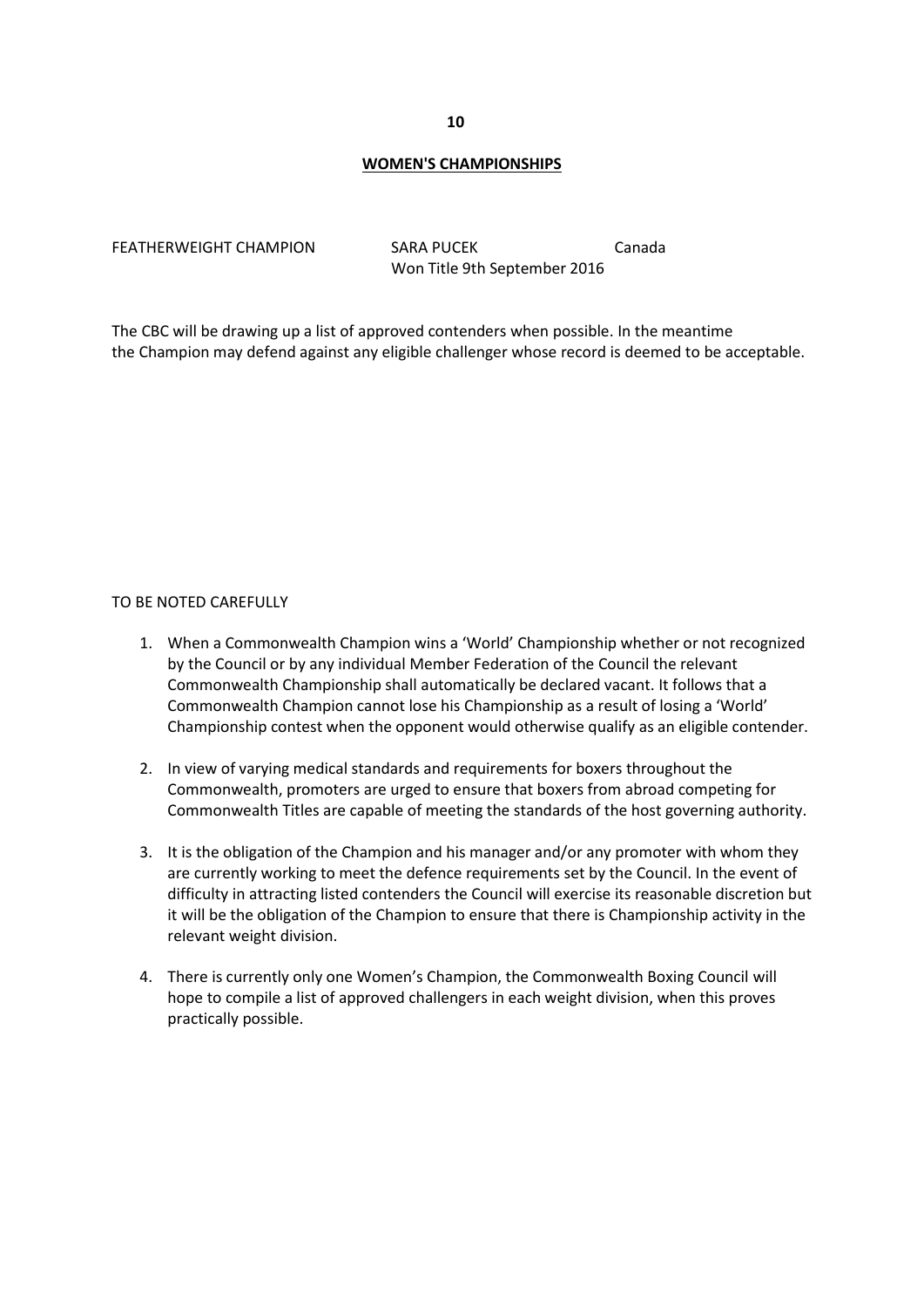## WOMEN'S CHAMPIONSHIPS

| | | |
|---|---|---|
| FEATHERWEIGHT CHAMPION | SARA PUCEK<br>Won Title 9th September 2016 | Canada |

The CBC will be drawing up a list of approved contenders when possible. In the meantime the Champion may defend against any eligible challenger whose record is deemed to be acceptable.

TO BE NOTED CAREFULLY

1. When a Commonwealth Champion wins a 'World' Championship whether or not recognized by the Council or by any individual Member Federation of the Council the relevant Commonwealth Championship shall automatically be declared vacant. It follows that a Commonwealth Champion cannot lose his Championship as a result of losing a 'World' Championship contest when the opponent would otherwise qualify as an eligible contender.

2. In view of varying medical standards and requirements for boxers throughout the Commonwealth, promoters are urged to ensure that boxers from abroad competing for Commonwealth Titles are capable of meeting the standards of the host governing authority.

3. It is the obligation of the Champion and his manager and/or any promoter with whom they are currently working to meet the defence requirements set by the Council. In the event of difficulty in attracting listed contenders the Council will exercise its reasonable discretion but it will be the obligation of the Champion to ensure that there is Championship activity in the relevant weight division.

4. There is currently only one Women's Champion, the Commonwealth Boxing Council will hope to compile a list of approved challengers in each weight division, when this proves practically possible.